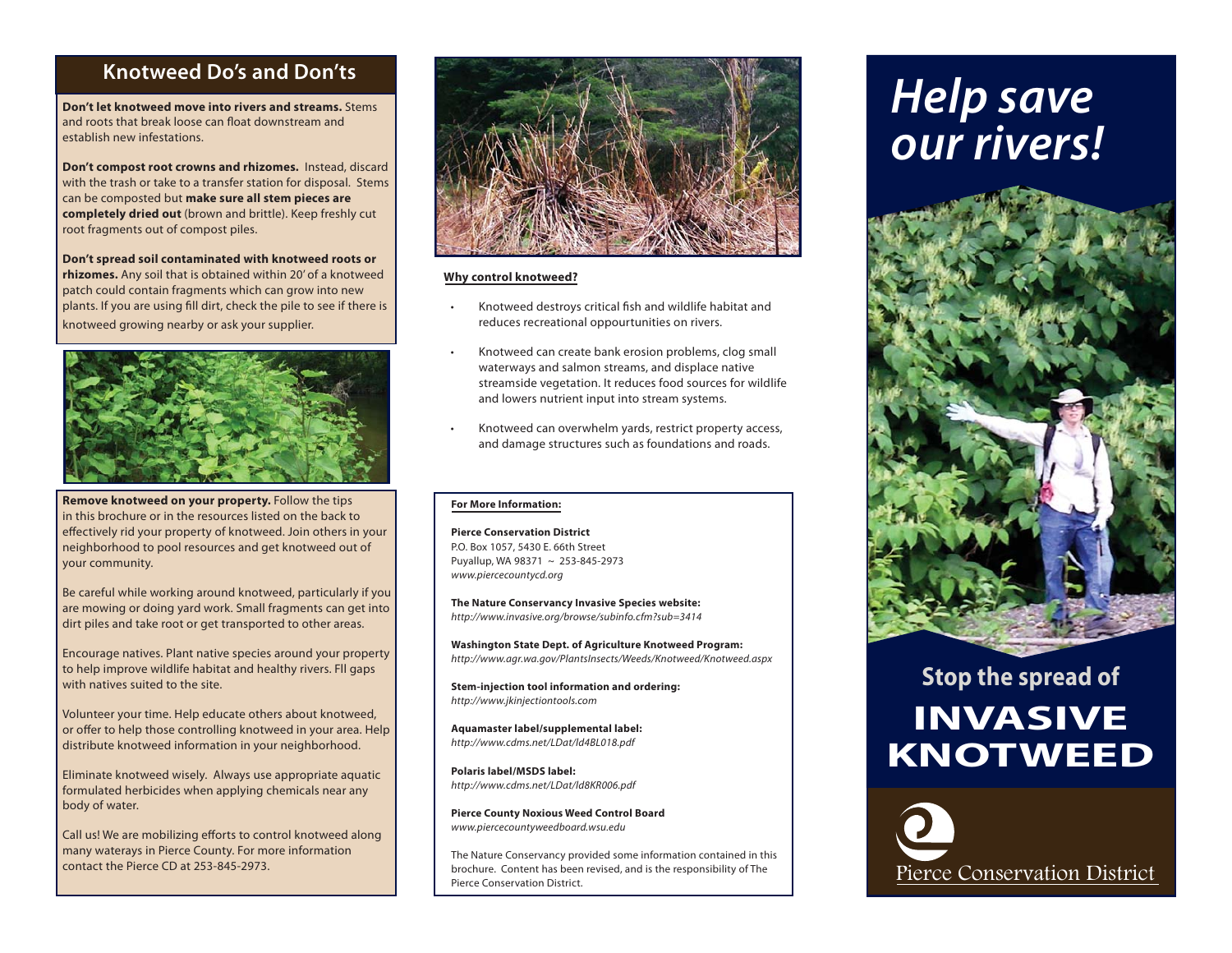## Knotweed Do's and Don'ts

**Don't let knotweed move into rivers and streams.** Stems and roots that break loose can float downstream and establish new infestations.

**Don't compost root crowns and rhizomes.** Instead, discard with the trash or take to a transfer station for disposal. Stems can be composted but **make sure all stem pieces are completely dried out** (brown and brittle). Keep freshly cut root fragments out of compost piles.

**Don't spread soil contaminated with knotweed roots or rhizomes.** Any soil that is obtained within 20' of a knotweed patch could contain fragments which can grow into new plants. If you are using fill dirt, check the pile to see if there is knotweed growing nearby or ask your supplier.

**Remove knotweed on your property.** Follow the tips in this brochure or in the resources listed on the back to effectively rid your property of knotweed. Join others in your neighborhood to pool resources and get knotweed out of your community.

Be careful while working around knotweed, particularly if you are mowing or doing yard work. Small fragments can get into dirt piles and take root or get transported to other areas.

Encourage natives. Plant native species around your property to help improve wildlife habitat and healthy rivers. Fll gaps with natives suited to the site.

Volunteer your time. Help educate others about knotweed, or offer to help those controlling knotweed in your area. Help distribute knotweed information in your neighborhood.

Eliminate knotweed wisely. Always use appropriate aquatic formulated herbicides when applying chemicals near any body of water.

Call us! We are mobilizing efforts to control knotweed along many waterays in Pierce County. For more information contact the Pierce CD at 253-845-2973.

**Why control knotweed?**

- Knotweed destroys critical fish and wildlife habitat and reduces recreational oppourtunities on rivers.
- Knotweed can create bank erosion problems, clog small waterways and salmon streams, and displace native streamside vegetation. It reduces food sources for wildlife and lowers nutrient input into stream systems.
- Knotweed can overwhelm yards, restrict property access, and damage structures such as foundations and roads.

**For More Information:**

**Pierce Conservation District**
P.O. Box 1057, 5430 E. 66th Street
Puyallup, WA 98371 ~ 253-845-2973
*www.piercecountycd.org*

**The Nature Conservancy Invasive Species website:**
*http://www.invasive.org/browse/subinfo.cfm?sub=3414*

**Washington State Dept. of Agriculture Knotweed Program:**
*http://www.agr.wa.gov/PlantsInsects/Weeds/Knotweed/Knotweed.aspx*

**Stem-injection tool information and ordering:**
*http://www.jkinjectiontools.com*

**Aquamaster label/supplemental label:**
*http://www.cdms.net/LDat/ld4BL018.pdf*

**Polaris label/MSDS label:**
*http://www.cdms.net/LDat/ld8KR006.pdf*

**Pierce County Noxious Weed Control Board**
*www.piercecountyweedboard.wsu.edu*

The Nature Conservancy provided some information contained in this brochure. Content has been revised, and is the responsibility of The Pierce Conservation District.

# *Help save our rivers!*

## Stop the spread of INVASIVE KNOTWEED

Pierce Conservation District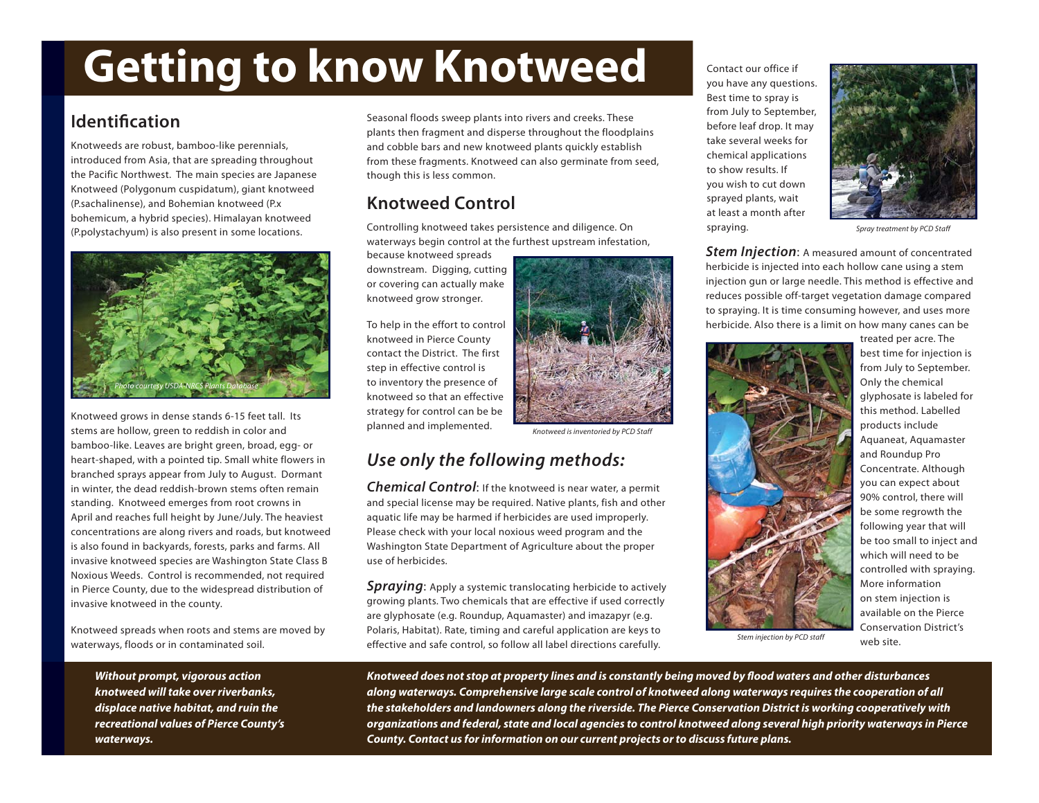# Getting to know Knotweed

## Identification

Knotweeds are robust, bamboo-like perennials, introduced from Asia, that are spreading throughout the Pacific Northwest. The main species are Japanese Knotweed (Polygonum cuspidatum), giant knotweed (P.sachalinense), and Bohemian knotweed (P.x bohemicum, a hybrid species). Himalayan knotweed (P.polystachyum) is also present in some locations.

Photo courtesy USDA-NRCS Plants Database

Knotweed grows in dense stands 6-15 feet tall. Its stems are hollow, green to reddish in color and bamboo-like. Leaves are bright green, broad, egg- or heart-shaped, with a pointed tip. Small white flowers in branched sprays appear from July to August. Dormant in winter, the dead reddish-brown stems often remain standing. Knotweed emerges from root crowns in April and reaches full height by June/July. The heaviest concentrations are along rivers and roads, but knotweed is also found in backyards, forests, parks and farms. All invasive knotweed species are Washington State Class B Noxious Weeds. Control is recommended, not required in Pierce County, due to the widespread distribution of invasive knotweed in the county.

Knotweed spreads when roots and stems are moved by waterways, floods or in contaminated soil.

Seasonal floods sweep plants into rivers and creeks. These plants then fragment and disperse throughout the floodplains and cobble bars and new knotweed plants quickly establish from these fragments. Knotweed can also germinate from seed, though this is less common.

## Knotweed Control

Controlling knotweed takes persistence and diligence. On waterways begin control at the furthest upstream infestation, because knotweed spreads downstream. Digging, cutting or covering can actually make knotweed grow stronger.

To help in the effort to control knotweed in Pierce County contact the District. The first step in effective control is to inventory the presence of knotweed so that an effective strategy for control can be be planned and implemented.

Knotweed is inventoried by PCD Staff

## *Use only the following methods:*

***Chemical Control***: If the knotweed is near water, a permit and special license may be required. Native plants, fish and other aquatic life may be harmed if herbicides are used improperly. Please check with your local noxious weed program and the Washington State Department of Agriculture about the proper use of herbicides.

***Spraying***: Apply a systemic translocating herbicide to actively growing plants. Two chemicals that are effective if used correctly are glyphosate (e.g. Roundup, Aquamaster) and imazapyr (e.g. Polaris, Habitat). Rate, timing and careful application are keys to effective and safe control, so follow all label directions carefully. Contact our office if you have any questions. Best time to spray is from July to September, before leaf drop. It may take several weeks for chemical applications to show results. If you wish to cut down sprayed plants, wait at least a month after spraying.

Spray treatment by PCD Staff

***Stem Injection***: A measured amount of concentrated herbicide is injected into each hollow cane using a stem injection gun or large needle. This method is effective and reduces possible off-target vegetation damage compared to spraying. It is time consuming however, and uses more herbicide. Also there is a limit on how many canes can be treated per acre. The best time for injection is from July to September. Only the chemical glyphosate is labeled for this method. Labelled products include Aquaneat, Aquamaster and Roundup Pro Concentrate. Although you can expect about 90% control, there will be some regrowth the following year that will be too small to inject and which will need to be controlled with spraying. More information on stem injection is available on the Pierce Conservation District's web site.

Stem injection by PCD staff

***Without prompt, vigorous action knotweed will take over riverbanks, displace native habitat, and ruin the recreational values of Pierce County's waterways.***

***Knotweed does not stop at property lines and is constantly being moved by flood waters and other disturbances along waterways. Comprehensive large scale control of knotweed along waterways requires the cooperation of all the stakeholders and landowners along the riverside. The Pierce Conservation District is working cooperatively with organizations and federal, state and local agencies to control knotweed along several high priority waterways in Pierce County. Contact us for information on our current projects or to discuss future plans.***